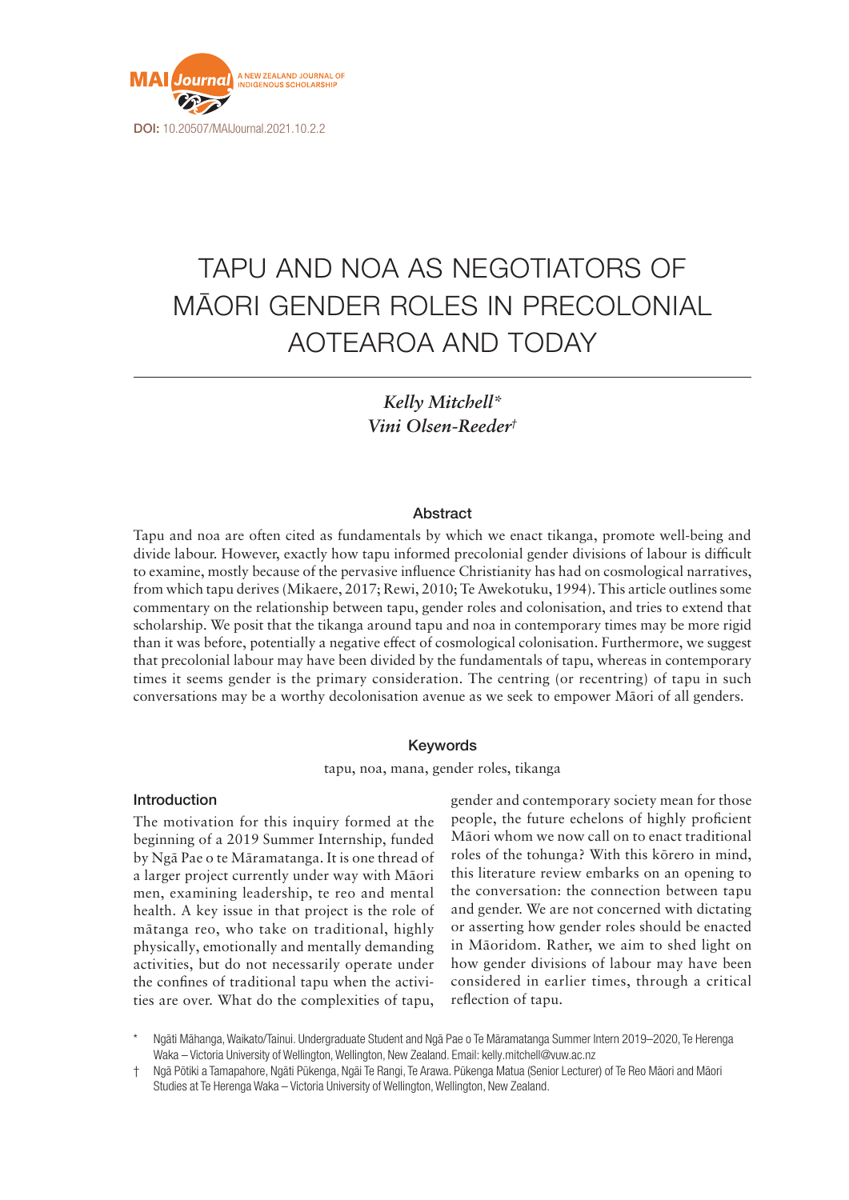DOI: 10.20507/MAIJournal.2021.10.2.2

# TAPU AND NOA AS NEGOTIATORS OF MĀORI GENDER ROLES IN PRECOLONIAL AOTEAROA AND TODAY

*Kelly Mitchell\**
*Vini Olsen-Reeder†*

## Abstract

Tapu and noa are often cited as fundamentals by which we enact tikanga, promote well-being and divide labour. However, exactly how tapu informed precolonial gender divisions of labour is difficult to examine, mostly because of the pervasive influence Christianity has had on cosmological narratives, from which tapu derives (Mikaere, 2017; Rewi, 2010; Te Awekotuku, 1994). This article outlines some commentary on the relationship between tapu, gender roles and colonisation, and tries to extend that scholarship. We posit that the tikanga around tapu and noa in contemporary times may be more rigid than it was before, potentially a negative effect of cosmological colonisation. Furthermore, we suggest that precolonial labour may have been divided by the fundamentals of tapu, whereas in contemporary times it seems gender is the primary consideration. The centring (or recentring) of tapu in such conversations may be a worthy decolonisation avenue as we seek to empower Māori of all genders.

## Keywords

tapu, noa, mana, gender roles, tikanga

## Introduction

The motivation for this inquiry formed at the beginning of a 2019 Summer Internship, funded by Ngā Pae o te Māramatanga. It is one thread of a larger project currently under way with Māori men, examining leadership, te reo and mental health. A key issue in that project is the role of mātanga reo, who take on traditional, highly physically, emotionally and mentally demanding activities, but do not necessarily operate under the confines of traditional tapu when the activities are over. What do the complexities of tapu, gender and contemporary society mean for those people, the future echelons of highly proficient Māori whom we now call on to enact traditional roles of the tohunga? With this kōrero in mind, this literature review embarks on an opening to the conversation: the connection between tapu and gender. We are not concerned with dictating or asserting how gender roles should be enacted in Māoridom. Rather, we aim to shed light on how gender divisions of labour may have been considered in earlier times, through a critical reflection of tapu.

\* Ngāti Māhanga, Waikato/Tainui. Undergraduate Student and Ngā Pae o Te Māramatanga Summer Intern 2019–2020, Te Herenga Waka – Victoria University of Wellington, Wellington, New Zealand. Email: kelly.mitchell@vuw.ac.nz

† Ngā Pōtiki a Tamapahore, Ngāti Pūkenga, Ngāi Te Rangi, Te Arawa. Pūkenga Matua (Senior Lecturer) of Te Reo Māori and Māori Studies at Te Herenga Waka – Victoria University of Wellington, Wellington, New Zealand.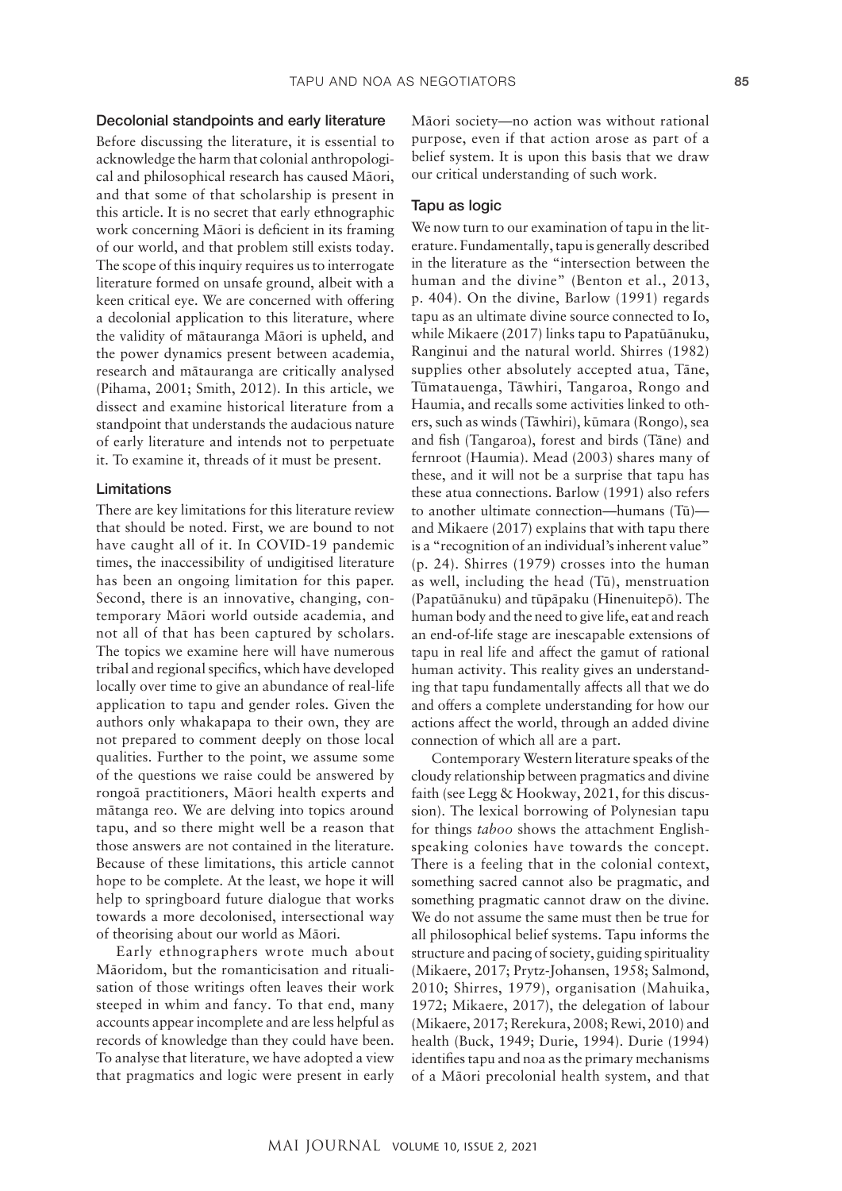### Decolonial standpoints and early literature

Before discussing the literature, it is essential to acknowledge the harm that colonial anthropological and philosophical research has caused Māori, and that some of that scholarship is present in this article. It is no secret that early ethnographic work concerning Māori is deficient in its framing of our world, and that problem still exists today. The scope of this inquiry requires us to interrogate literature formed on unsafe ground, albeit with a keen critical eye. We are concerned with offering a decolonial application to this literature, where the validity of mātauranga Māori is upheld, and the power dynamics present between academia, research and mātauranga are critically analysed (Pihama, 2001; Smith, 2012). In this article, we dissect and examine historical literature from a standpoint that understands the audacious nature of early literature and intends not to perpetuate it. To examine it, threads of it must be present.

### Limitations

There are key limitations for this literature review that should be noted. First, we are bound to not have caught all of it. In COVID-19 pandemic times, the inaccessibility of undigitised literature has been an ongoing limitation for this paper. Second, there is an innovative, changing, contemporary Māori world outside academia, and not all of that has been captured by scholars. The topics we examine here will have numerous tribal and regional specifics, which have developed locally over time to give an abundance of real-life application to tapu and gender roles. Given the authors only whakapapa to their own, they are not prepared to comment deeply on those local qualities. Further to the point, we assume some of the questions we raise could be answered by rongoā practitioners, Māori health experts and mātanga reo. We are delving into topics around tapu, and so there might well be a reason that those answers are not contained in the literature. Because of these limitations, this article cannot hope to be complete. At the least, we hope it will help to springboard future dialogue that works towards a more decolonised, intersectional way of theorising about our world as Māori.

Early ethnographers wrote much about Māoridom, but the romanticisation and ritualisation of those writings often leaves their work steeped in whim and fancy. To that end, many accounts appear incomplete and are less helpful as records of knowledge than they could have been. To analyse that literature, we have adopted a view that pragmatics and logic were present in early Māori society—no action was without rational purpose, even if that action arose as part of a belief system. It is upon this basis that we draw our critical understanding of such work.

### Tapu as logic

We now turn to our examination of tapu in the literature. Fundamentally, tapu is generally described in the literature as the "intersection between the human and the divine" (Benton et al., 2013, p. 404). On the divine, Barlow (1991) regards tapu as an ultimate divine source connected to Io, while Mikaere (2017) links tapu to Papatūānuku, Ranginui and the natural world. Shirres (1982) supplies other absolutely accepted atua, Tāne, Tūmatauenga, Tāwhiri, Tangaroa, Rongo and Haumia, and recalls some activities linked to others, such as winds (Tāwhiri), kūmara (Rongo), sea and fish (Tangaroa), forest and birds (Tāne) and fernroot (Haumia). Mead (2003) shares many of these, and it will not be a surprise that tapu has these atua connections. Barlow (1991) also refers to another ultimate connection—humans (Tū)—and Mikaere (2017) explains that with tapu there is a "recognition of an individual's inherent value" (p. 24). Shirres (1979) crosses into the human as well, including the head (Tū), menstruation (Papatūānuku) and tūpāpaku (Hinenuitepō). The human body and the need to give life, eat and reach an end-of-life stage are inescapable extensions of tapu in real life and affect the gamut of rational human activity. This reality gives an understanding that tapu fundamentally affects all that we do and offers a complete understanding for how our actions affect the world, through an added divine connection of which all are a part.

Contemporary Western literature speaks of the cloudy relationship between pragmatics and divine faith (see Legg & Hookway, 2021, for this discussion). The lexical borrowing of Polynesian tapu for things *taboo* shows the attachment English-speaking colonies have towards the concept. There is a feeling that in the colonial context, something sacred cannot also be pragmatic, and something pragmatic cannot draw on the divine. We do not assume the same must then be true for all philosophical belief systems. Tapu informs the structure and pacing of society, guiding spirituality (Mikaere, 2017; Prytz-Johansen, 1958; Salmond, 2010; Shirres, 1979), organisation (Mahuika, 1972; Mikaere, 2017), the delegation of labour (Mikaere, 2017; Rerekura, 2008; Rewi, 2010) and health (Buck, 1949; Durie, 1994). Durie (1994) identifies tapu and noa as the primary mechanisms of a Māori precolonial health system, and that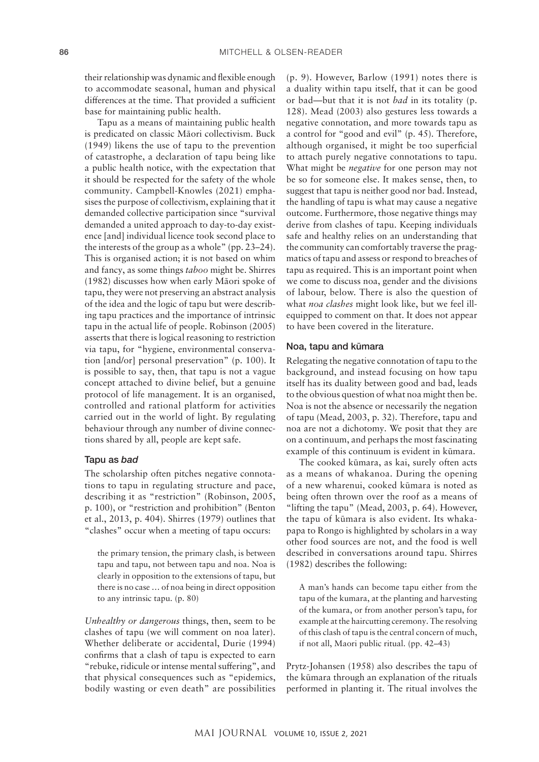their relationship was dynamic and flexible enough to accommodate seasonal, human and physical differences at the time. That provided a sufficient base for maintaining public health.

Tapu as a means of maintaining public health is predicated on classic Māori collectivism. Buck (1949) likens the use of tapu to the prevention of catastrophe, a declaration of tapu being like a public health notice, with the expectation that it should be respected for the safety of the whole community. Campbell-Knowles (2021) emphasises the purpose of collectivism, explaining that it demanded collective participation since "survival demanded a united approach to day-to-day existence [and] individual licence took second place to the interests of the group as a whole" (pp. 23–24). This is organised action; it is not based on whim and fancy, as some things *taboo* might be. Shirres (1982) discusses how when early Māori spoke of tapu, they were not preserving an abstract analysis of the idea and the logic of tapu but were describing tapu practices and the importance of intrinsic tapu in the actual life of people. Robinson (2005) asserts that there is logical reasoning to restriction via tapu, for "hygiene, environmental conservation [and/or] personal preservation" (p. 100). It is possible to say, then, that tapu is not a vague concept attached to divine belief, but a genuine protocol of life management. It is an organised, controlled and rational platform for activities carried out in the world of light. By regulating behaviour through any number of divine connections shared by all, people are kept safe.

### Tapu as *bad*

The scholarship often pitches negative connotations to tapu in regulating structure and pace, describing it as "restriction" (Robinson, 2005, p. 100), or "restriction and prohibition" (Benton et al., 2013, p. 404). Shirres (1979) outlines that "clashes" occur when a meeting of tapu occurs:

> the primary tension, the primary clash, is between tapu and tapu, not between tapu and noa. Noa is clearly in opposition to the extensions of tapu, but there is no case … of noa being in direct opposition to any intrinsic tapu. (p. 80)

*Unhealthy or dangerous* things, then, seem to be clashes of tapu (we will comment on noa later). Whether deliberate or accidental, Durie (1994) confirms that a clash of tapu is expected to earn "rebuke, ridicule or intense mental suffering", and that physical consequences such as "epidemics, bodily wasting or even death" are possibilities (p. 9). However, Barlow (1991) notes there is a duality within tapu itself, that it can be good or bad—but that it is not *bad* in its totality (p. 128). Mead (2003) also gestures less towards a negative connotation, and more towards tapu as a control for "good and evil" (p. 45). Therefore, although organised, it might be too superficial to attach purely negative connotations to tapu. What might be *negative* for one person may not be so for someone else. It makes sense, then, to suggest that tapu is neither good nor bad. Instead, the handling of tapu is what may cause a negative outcome. Furthermore, those negative things may derive from clashes of tapu. Keeping individuals safe and healthy relies on an understanding that the community can comfortably traverse the pragmatics of tapu and assess or respond to breaches of tapu as required. This is an important point when we come to discuss noa, gender and the divisions of labour, below. There is also the question of what *noa clashes* might look like, but we feel ill-equipped to comment on that. It does not appear to have been covered in the literature.

### Noa, tapu and kūmara

Relegating the negative connotation of tapu to the background, and instead focusing on how tapu itself has its duality between good and bad, leads to the obvious question of what noa might then be. Noa is not the absence or necessarily the negation of tapu (Mead, 2003, p. 32). Therefore, tapu and noa are not a dichotomy. We posit that they are on a continuum, and perhaps the most fascinating example of this continuum is evident in kūmara.

The cooked kūmara, as kai, surely often acts as a means of whakanoa. During the opening of a new wharenui, cooked kūmara is noted as being often thrown over the roof as a means of "lifting the tapu" (Mead, 2003, p. 64). However, the tapu of kūmara is also evident. Its whakapapa to Rongo is highlighted by scholars in a way other food sources are not, and the food is well described in conversations around tapu. Shirres (1982) describes the following:

> A man's hands can become tapu either from the tapu of the kumara, at the planting and harvesting of the kumara, or from another person's tapu, for example at the haircutting ceremony. The resolving of this clash of tapu is the central concern of much, if not all, Maori public ritual. (pp. 42–43)

Prytz-Johansen (1958) also describes the tapu of the kūmara through an explanation of the rituals performed in planting it. The ritual involves the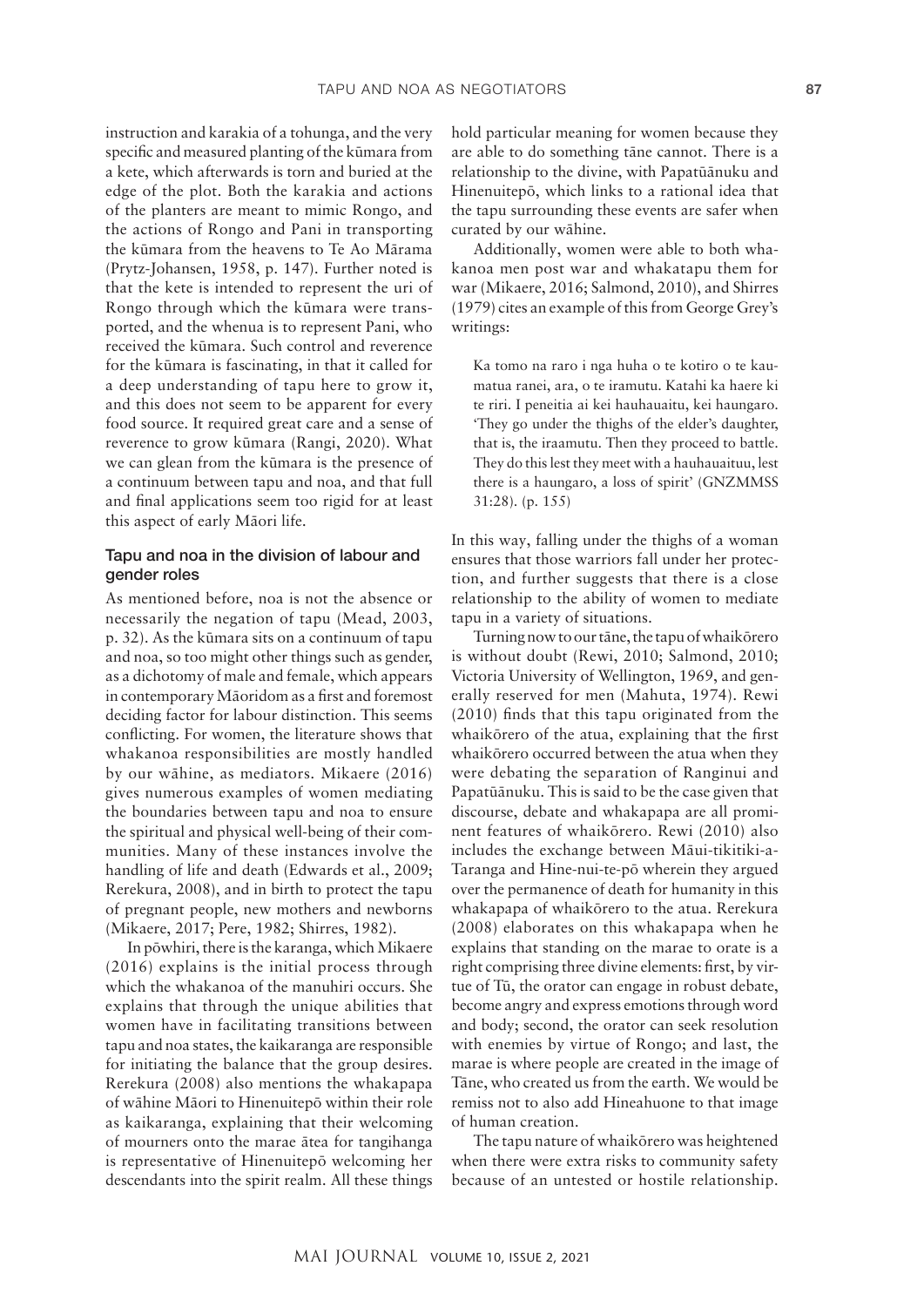instruction and karakia of a tohunga, and the very specific and measured planting of the kūmara from a kete, which afterwards is torn and buried at the edge of the plot. Both the karakia and actions of the planters are meant to mimic Rongo, and the actions of Rongo and Pani in transporting the kūmara from the heavens to Te Ao Mārama (Prytz-Johansen, 1958, p. 147). Further noted is that the kete is intended to represent the uri of Rongo through which the kūmara were transported, and the whenua is to represent Pani, who received the kūmara. Such control and reverence for the kūmara is fascinating, in that it called for a deep understanding of tapu here to grow it, and this does not seem to be apparent for every food source. It required great care and a sense of reverence to grow kūmara (Rangi, 2020). What we can glean from the kūmara is the presence of a continuum between tapu and noa, and that full and final applications seem too rigid for at least this aspect of early Māori life.

### Tapu and noa in the division of labour and gender roles

As mentioned before, noa is not the absence or necessarily the negation of tapu (Mead, 2003, p. 32). As the kūmara sits on a continuum of tapu and noa, so too might other things such as gender, as a dichotomy of male and female, which appears in contemporary Māoridom as a first and foremost deciding factor for labour distinction. This seems conflicting. For women, the literature shows that whakanoa responsibilities are mostly handled by our wāhine, as mediators. Mikaere (2016) gives numerous examples of women mediating the boundaries between tapu and noa to ensure the spiritual and physical well-being of their communities. Many of these instances involve the handling of life and death (Edwards et al., 2009; Rerekura, 2008), and in birth to protect the tapu of pregnant people, new mothers and newborns (Mikaere, 2017; Pere, 1982; Shirres, 1982).

In pōwhiri, there is the karanga, which Mikaere (2016) explains is the initial process through which the whakanoa of the manuhiri occurs. She explains that through the unique abilities that women have in facilitating transitions between tapu and noa states, the kaikaranga are responsible for initiating the balance that the group desires. Rerekura (2008) also mentions the whakapapa of wāhine Māori to Hinenuitepō within their role as kaikaranga, explaining that their welcoming of mourners onto the marae ātea for tangihanga is representative of Hinenuitepō welcoming her descendants into the spirit realm. All these things hold particular meaning for women because they are able to do something tāne cannot. There is a relationship to the divine, with Papatūānuku and Hinenuitepō, which links to a rational idea that the tapu surrounding these events are safer when curated by our wāhine.

Additionally, women were able to both whakanoa men post war and whakatapu them for war (Mikaere, 2016; Salmond, 2010), and Shirres (1979) cites an example of this from George Grey's writings:

> Ka tomo na raro i nga huha o te kotiro o te kaumatua ranei, ara, o te iramutu. Katahi ka haere ki te riri. I peneitia ai kei hauhauaitu, kei haungaro. 'They go under the thighs of the elder's daughter, that is, the iraamutu. Then they proceed to battle. They do this lest they meet with a hauhauaituu, lest there is a haungaro, a loss of spirit' (GNZMMSS 31:28). (p. 155)

In this way, falling under the thighs of a woman ensures that those warriors fall under her protection, and further suggests that there is a close relationship to the ability of women to mediate tapu in a variety of situations.

Turning now to our tāne, the tapu of whaikōrero is without doubt (Rewi, 2010; Salmond, 2010; Victoria University of Wellington, 1969, and generally reserved for men (Mahuta, 1974). Rewi (2010) finds that this tapu originated from the whaikōrero of the atua, explaining that the first whaikōrero occurred between the atua when they were debating the separation of Ranginui and Papatūānuku. This is said to be the case given that discourse, debate and whakapapa are all prominent features of whaikōrero. Rewi (2010) also includes the exchange between Māui-tikitiki-a-Taranga and Hine-nui-te-pō wherein they argued over the permanence of death for humanity in this whakapapa of whaikōrero to the atua. Rerekura (2008) elaborates on this whakapapa when he explains that standing on the marae to orate is a right comprising three divine elements: first, by virtue of Tū, the orator can engage in robust debate, become angry and express emotions through word and body; second, the orator can seek resolution with enemies by virtue of Rongo; and last, the marae is where people are created in the image of Tāne, who created us from the earth. We would be remiss not to also add Hineahuone to that image of human creation.

The tapu nature of whaikōrero was heightened when there were extra risks to community safety because of an untested or hostile relationship.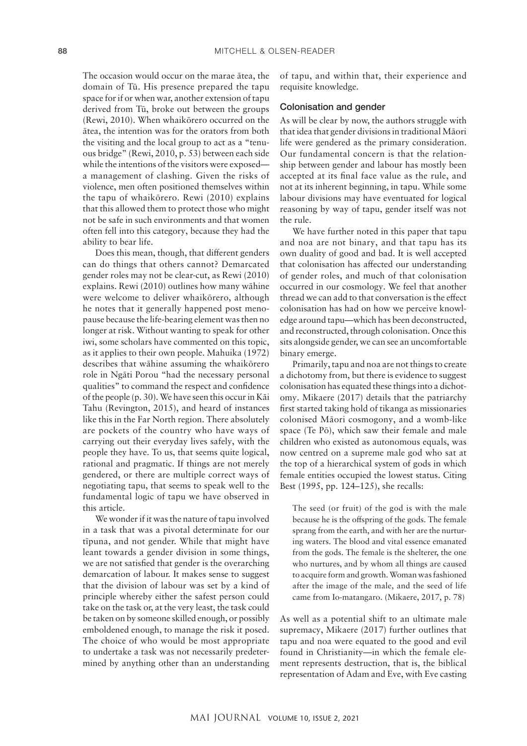The occasion would occur on the marae ātea, the domain of Tū. His presence prepared the tapu space for if or when war, another extension of tapu derived from Tū, broke out between the groups (Rewi, 2010). When whaikōrero occurred on the ātea, the intention was for the orators from both the visiting and the local group to act as a "tenuous bridge" (Rewi, 2010, p. 53) between each side while the intentions of the visitors were exposed—a management of clashing. Given the risks of violence, men often positioned themselves within the tapu of whaikōrero. Rewi (2010) explains that this allowed them to protect those who might not be safe in such environments and that women often fell into this category, because they had the ability to bear life.

Does this mean, though, that different genders can do things that others cannot? Demarcated gender roles may not be clear-cut, as Rewi (2010) explains. Rewi (2010) outlines how many wāhine were welcome to deliver whaikōrero, although he notes that it generally happened post menopause because the life-bearing element was then no longer at risk. Without wanting to speak for other iwi, some scholars have commented on this topic, as it applies to their own people. Mahuika (1972) describes that wāhine assuming the whaikōrero role in Ngāti Porou "had the necessary personal qualities" to command the respect and confidence of the people (p. 30). We have seen this occur in Kāi Tahu (Revington, 2015), and heard of instances like this in the Far North region. There absolutely are pockets of the country who have ways of carrying out their everyday lives safely, with the people they have. To us, that seems quite logical, rational and pragmatic. If things are not merely gendered, or there are multiple correct ways of negotiating tapu, that seems to speak well to the fundamental logic of tapu we have observed in this article.

We wonder if it was the nature of tapu involved in a task that was a pivotal determinate for our tīpuna, and not gender. While that might have leant towards a gender division in some things, we are not satisfied that gender is the overarching demarcation of labour. It makes sense to suggest that the division of labour was set by a kind of principle whereby either the safest person could take on the task or, at the very least, the task could be taken on by someone skilled enough, or possibly emboldened enough, to manage the risk it posed. The choice of who would be most appropriate to undertake a task was not necessarily predetermined by anything other than an understanding of tapu, and within that, their experience and requisite knowledge.

### Colonisation and gender

As will be clear by now, the authors struggle with that idea that gender divisions in traditional Māori life were gendered as the primary consideration. Our fundamental concern is that the relationship between gender and labour has mostly been accepted at its final face value as the rule, and not at its inherent beginning, in tapu. While some labour divisions may have eventuated for logical reasoning by way of tapu, gender itself was not the rule.

We have further noted in this paper that tapu and noa are not binary, and that tapu has its own duality of good and bad. It is well accepted that colonisation has affected our understanding of gender roles, and much of that colonisation occurred in our cosmology. We feel that another thread we can add to that conversation is the effect colonisation has had on how we perceive knowledge around tapu—which has been deconstructed, and reconstructed, through colonisation. Once this sits alongside gender, we can see an uncomfortable binary emerge.

Primarily, tapu and noa are not things to create a dichotomy from, but there is evidence to suggest colonisation has equated these things into a dichotomy. Mikaere (2017) details that the patriarchy first started taking hold of tikanga as missionaries colonised Māori cosmogony, and a womb-like space (Te Pō), which saw their female and male children who existed as autonomous equals, was now centred on a supreme male god who sat at the top of a hierarchical system of gods in which female entities occupied the lowest status. Citing Best (1995, pp. 124–125), she recalls:

> The seed (or fruit) of the god is with the male because he is the offspring of the gods. The female sprang from the earth, and with her are the nurturing waters. The blood and vital essence emanated from the gods. The female is the shelterer, the one who nurtures, and by whom all things are caused to acquire form and growth. Woman was fashioned after the image of the male, and the seed of life came from Io-matangaro. (Mikaere, 2017, p. 78)

As well as a potential shift to an ultimate male supremacy, Mikaere (2017) further outlines that tapu and noa were equated to the good and evil found in Christianity—in which the female element represents destruction, that is, the biblical representation of Adam and Eve, with Eve casting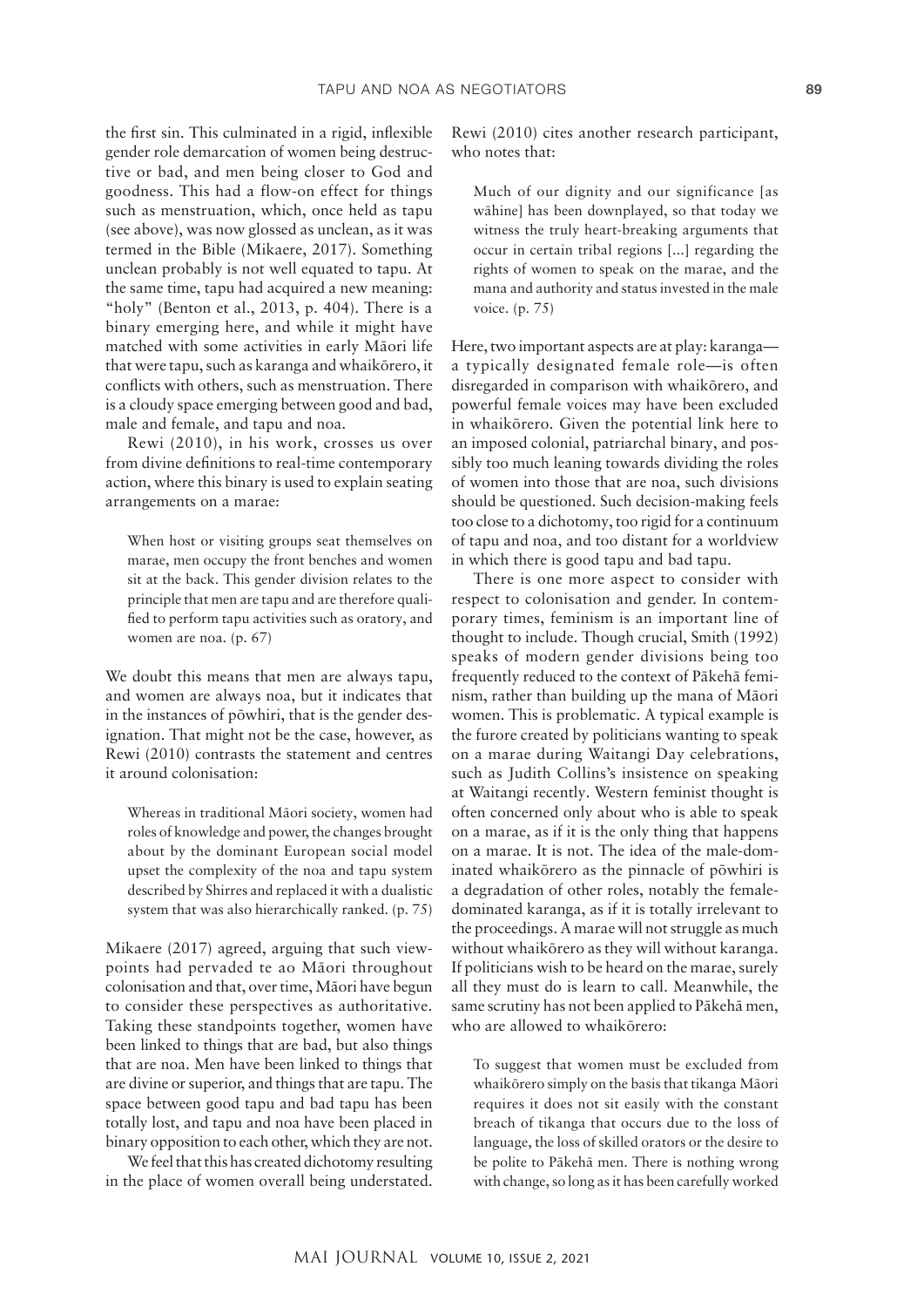the first sin. This culminated in a rigid, inflexible gender role demarcation of women being destructive or bad, and men being closer to God and goodness. This had a flow-on effect for things such as menstruation, which, once held as tapu (see above), was now glossed as unclean, as it was termed in the Bible (Mikaere, 2017). Something unclean probably is not well equated to tapu. At the same time, tapu had acquired a new meaning: "holy" (Benton et al., 2013, p. 404). There is a binary emerging here, and while it might have matched with some activities in early Māori life that were tapu, such as karanga and whaikōrero, it conflicts with others, such as menstruation. There is a cloudy space emerging between good and bad, male and female, and tapu and noa.

Rewi (2010), in his work, crosses us over from divine definitions to real-time contemporary action, where this binary is used to explain seating arrangements on a marae:

> When host or visiting groups seat themselves on marae, men occupy the front benches and women sit at the back. This gender division relates to the principle that men are tapu and are therefore qualified to perform tapu activities such as oratory, and women are noa. (p. 67)

We doubt this means that men are always tapu, and women are always noa, but it indicates that in the instances of pōwhiri, that is the gender designation. That might not be the case, however, as Rewi (2010) contrasts the statement and centres it around colonisation:

> Whereas in traditional Māori society, women had roles of knowledge and power, the changes brought about by the dominant European social model upset the complexity of the noa and tapu system described by Shirres and replaced it with a dualistic system that was also hierarchically ranked. (p. 75)

Mikaere (2017) agreed, arguing that such viewpoints had pervaded te ao Māori throughout colonisation and that, over time, Māori have begun to consider these perspectives as authoritative. Taking these standpoints together, women have been linked to things that are bad, but also things that are noa. Men have been linked to things that are divine or superior, and things that are tapu. The space between good tapu and bad tapu has been totally lost, and tapu and noa have been placed in binary opposition to each other, which they are not.

We feel that this has created dichotomy resulting in the place of women overall being understated. Rewi (2010) cites another research participant, who notes that:

> Much of our dignity and our significance [as wāhine] has been downplayed, so that today we witness the truly heart-breaking arguments that occur in certain tribal regions [...] regarding the rights of women to speak on the marae, and the mana and authority and status invested in the male voice. (p. 75)

Here, two important aspects are at play: karanga—a typically designated female role—is often disregarded in comparison with whaikōrero, and powerful female voices may have been excluded in whaikōrero. Given the potential link here to an imposed colonial, patriarchal binary, and possibly too much leaning towards dividing the roles of women into those that are noa, such divisions should be questioned. Such decision-making feels too close to a dichotomy, too rigid for a continuum of tapu and noa, and too distant for a worldview in which there is good tapu and bad tapu.

There is one more aspect to consider with respect to colonisation and gender. In contemporary times, feminism is an important line of thought to include. Though crucial, Smith (1992) speaks of modern gender divisions being too frequently reduced to the context of Pākehā feminism, rather than building up the mana of Māori women. This is problematic. A typical example is the furore created by politicians wanting to speak on a marae during Waitangi Day celebrations, such as Judith Collins's insistence on speaking at Waitangi recently. Western feminist thought is often concerned only about who is able to speak on a marae, as if it is the only thing that happens on a marae. It is not. The idea of the male-dominated whaikōrero as the pinnacle of pōwhiri is a degradation of other roles, notably the female-dominated karanga, as if it is totally irrelevant to the proceedings. A marae will not struggle as much without whaikōrero as they will without karanga. If politicians wish to be heard on the marae, surely all they must do is learn to call. Meanwhile, the same scrutiny has not been applied to Pākehā men, who are allowed to whaikōrero:

> To suggest that women must be excluded from whaikōrero simply on the basis that tikanga Māori requires it does not sit easily with the constant breach of tikanga that occurs due to the loss of language, the loss of skilled orators or the desire to be polite to Pākehā men. There is nothing wrong with change, so long as it has been carefully worked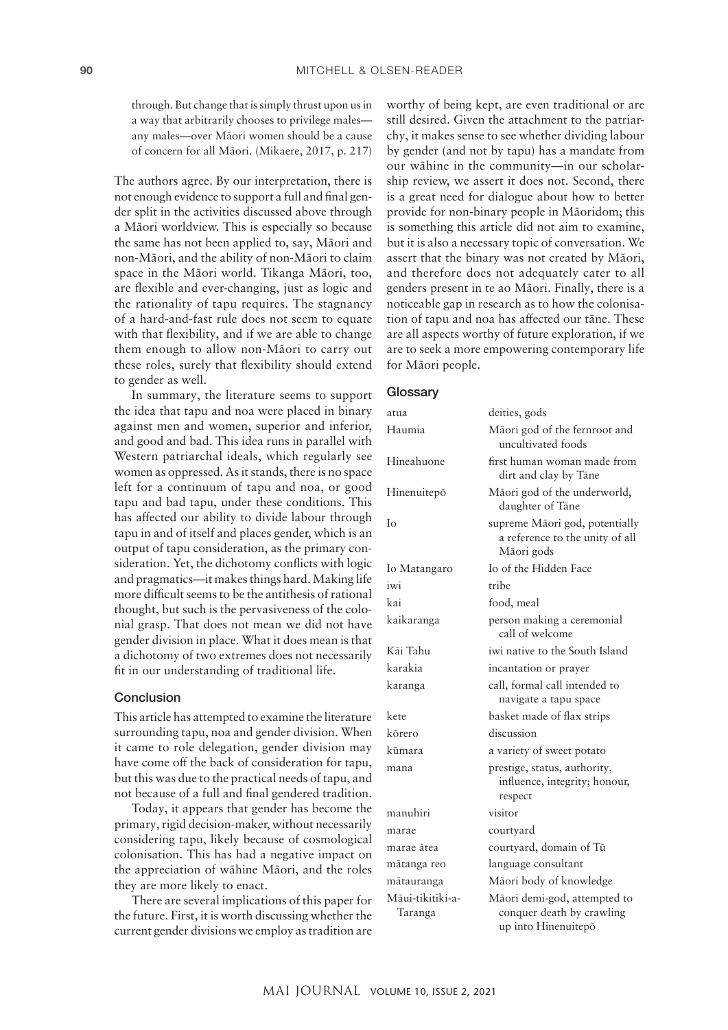through. But change that is simply thrust upon us in a way that arbitrarily chooses to privilege males—any males—over Māori women should be a cause of concern for all Māori. (Mikaere, 2017, p. 217)

The authors agree. By our interpretation, there is not enough evidence to support a full and final gender split in the activities discussed above through a Māori worldview. This is especially so because the same has not been applied to, say, Māori and non-Māori, and the ability of non-Māori to claim space in the Māori world. Tikanga Māori, too, are flexible and ever-changing, just as logic and the rationality of tapu requires. The stagnancy of a hard-and-fast rule does not seem to equate with that flexibility, and if we are able to change them enough to allow non-Māori to carry out these roles, surely that flexibility should extend to gender as well.

In summary, the literature seems to support the idea that tapu and noa were placed in binary against men and women, superior and inferior, and good and bad. This idea runs in parallel with Western patriarchal ideals, which regularly see women as oppressed. As it stands, there is no space left for a continuum of tapu and noa, or good tapu and bad tapu, under these conditions. This has affected our ability to divide labour through tapu in and of itself and places gender, which is an output of tapu consideration, as the primary consideration. Yet, the dichotomy conflicts with logic and pragmatics—it makes things hard. Making life more difficult seems to be the antithesis of rational thought, but such is the pervasiveness of the colonial grasp. That does not mean we did not have gender division in place. What it does mean is that a dichotomy of two extremes does not necessarily fit in our understanding of traditional life.

## Conclusion

This article has attempted to examine the literature surrounding tapu, noa and gender division. When it came to role delegation, gender division may have come off the back of consideration for tapu, but this was due to the practical needs of tapu, and not because of a full and final gendered tradition.

Today, it appears that gender has become the primary, rigid decision-maker, without necessarily considering tapu, likely because of cosmological colonisation. This has had a negative impact on the appreciation of wāhine Māori, and the roles they are more likely to enact.

There are several implications of this paper for the future. First, it is worth discussing whether the current gender divisions we employ as tradition are worthy of being kept, are even traditional or are still desired. Given the attachment to the patriarchy, it makes sense to see whether dividing labour by gender (and not by tapu) has a mandate from our wāhine in the community—in our scholarship review, we assert it does not. Second, there is a great need for dialogue about how to better provide for non-binary people in Māoridom; this is something this article did not aim to examine, but it is also a necessary topic of conversation. We assert that the binary was not created by Māori, and therefore does not adequately cater to all genders present in te ao Māori. Finally, there is a noticeable gap in research as to how the colonisation of tapu and noa has affected our tāne. These are all aspects worthy of future exploration, if we are to seek a more empowering contemporary life for Māori people.

## Glossary

| | |
|---|---|
| atua | deities, gods |
| Haumia | Māori god of the fernroot and uncultivated foods |
| Hineahuone | first human woman made from dirt and clay by Tāne |
| Hinenuitepō | Māori god of the underworld, daughter of Tāne |
| Io | supreme Māori god, potentially a reference to the unity of all Māori gods |
| Io Matangaro | Io of the Hidden Face |
| iwi | tribe |
| kai | food, meal |
| kaikaranga | person making a ceremonial call of welcome |
| Kāi Tahu | iwi native to the South Island |
| karakia | incantation or prayer |
| karanga | call, formal call intended to navigate a tapu space |
| kete | basket made of flax strips |
| kōrero | discussion |
| kūmara | a variety of sweet potato |
| mana | prestige, status, authority, influence, integrity; honour, respect |
| manuhiri | visitor |
| marae | courtyard |
| marae ātea | courtyard, domain of Tū |
| mātanga reo | language consultant |
| mātauranga | Māori body of knowledge |
| Māui-tikitiki-a-Taranga | Māori demi-god, attempted to conquer death by crawling up into Hinenuitepō |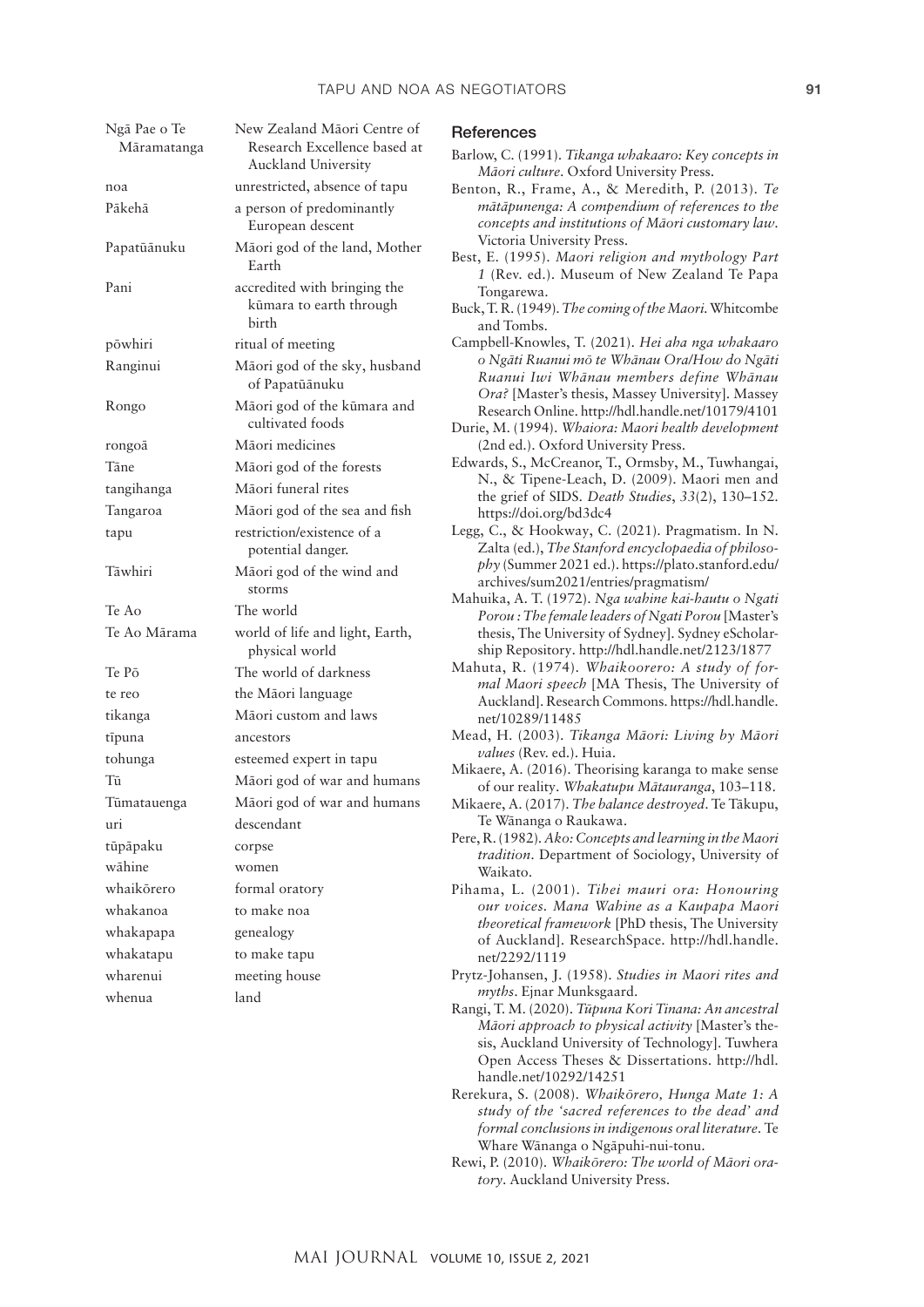| | |
|---|---|
| Ngā Pae o Te Māramatanga | New Zealand Māori Centre of Research Excellence based at Auckland University |
| noa | unrestricted, absence of tapu |
| Pākehā | a person of predominantly European descent |
| Papatūānuku | Māori god of the land, Mother Earth |
| Pani | accredited with bringing the kūmara to earth through birth |
| pōwhiri | ritual of meeting |
| Ranginui | Māori god of the sky, husband of Papatūānuku |
| Rongo | Māori god of the kūmara and cultivated foods |
| rongoā | Māori medicines |
| Tāne | Māori god of the forests |
| tangihanga | Māori funeral rites |
| Tangaroa | Māori god of the sea and fish |
| tapu | restriction/existence of a potential danger. |
| Tāwhiri | Māori god of the wind and storms |
| Te Ao | The world |
| Te Ao Mārama | world of life and light, Earth, physical world |
| Te Pō | The world of darkness |
| te reo | the Māori language |
| tikanga | Māori custom and laws |
| tīpuna | ancestors |
| tohunga | esteemed expert in tapu |
| Tū | Māori god of war and humans |
| Tūmatauenga | Māori god of war and humans |
| uri | descendant |
| tūpāpaku | corpse |
| wāhine | women |
| whaikōrero | formal oratory |
| whakanoa | to make noa |
| whakapapa | genealogy |
| whakatapu | to make tapu |
| wharenui | meeting house |
| whenua | land |

## References

Barlow, C. (1991). *Tikanga whakaaro: Key concepts in Māori culture*. Oxford University Press.

Benton, R., Frame, A., & Meredith, P. (2013). *Te mātāpunenga: A compendium of references to the concepts and institutions of Māori customary law*. Victoria University Press.

Best, E. (1995). *Maori religion and mythology Part 1* (Rev. ed.). Museum of New Zealand Te Papa Tongarewa.

Buck, T. R. (1949). *The coming of the Maori*. Whitcombe and Tombs.

Campbell-Knowles, T. (2021). *Hei aha nga whakaaro o Ngāti Ruanui mō te Whānau Ora/How do Ngāti Ruanui Iwi Whānau members define Whānau Ora?* [Master's thesis, Massey University]. Massey Research Online. http://hdl.handle.net/10179/4101

Durie, M. (1994). *Whaiora: Maori health development* (2nd ed.). Oxford University Press.

Edwards, S., McCreanor, T., Ormsby, M., Tuwhangai, N., & Tipene-Leach, D. (2009). Maori men and the grief of SIDS. *Death Studies*, *33*(2), 130–152. https://doi.org/bd3dc4

Legg, C., & Hookway, C. (2021). Pragmatism. In N. Zalta (ed.), *The Stanford encyclopaedia of philosophy* (Summer 2021 ed.). https://plato.stanford.edu/archives/sum2021/entries/pragmatism/

Mahuika, A. T. (1972). *Nga wahine kai-hautu o Ngati Porou : The female leaders of Ngati Porou* [Master's thesis, The University of Sydney]. Sydney eScholarship Repository. http://hdl.handle.net/2123/1877

Mahuta, R. (1974). *Whaikoorero: A study of formal Maori speech* [MA Thesis, The University of Auckland]. Research Commons. https://hdl.handle.net/10289/11485

Mead, H. (2003). *Tikanga Māori: Living by Māori values* (Rev. ed.). Huia.

Mikaere, A. (2016). Theorising karanga to make sense of our reality. *Whakatupu Mātauranga*, 103–118.

Mikaere, A. (2017). *The balance destroyed*. Te Tākupu, Te Wānanga o Raukawa.

Pere, R. (1982). *Ako: Concepts and learning in the Maori tradition*. Department of Sociology, University of Waikato.

Pihama, L. (2001). *Tihei mauri ora: Honouring our voices. Mana Wahine as a Kaupapa Maori theoretical framework* [PhD thesis, The University of Auckland]. ResearchSpace. http://hdl.handle.net/2292/1119

Prytz-Johansen, J. (1958). *Studies in Maori rites and myths*. Ejnar Munksgaard.

Rangi, T. M. (2020). *Tūpuna Kori Tinana: An ancestral Māori approach to physical activity* [Master's thesis, Auckland University of Technology]. Tuwhera Open Access Theses & Dissertations. http://hdl.handle.net/10292/14251

Rerekura, S. (2008). *Whaikōrero, Hunga Mate 1: A study of the 'sacred references to the dead' and formal conclusions in indigenous oral literature*. Te Whare Wānanga o Ngāpuhi-nui-tonu.

Rewi, P. (2010). *Whaikōrero: The world of Māori oratory*. Auckland University Press.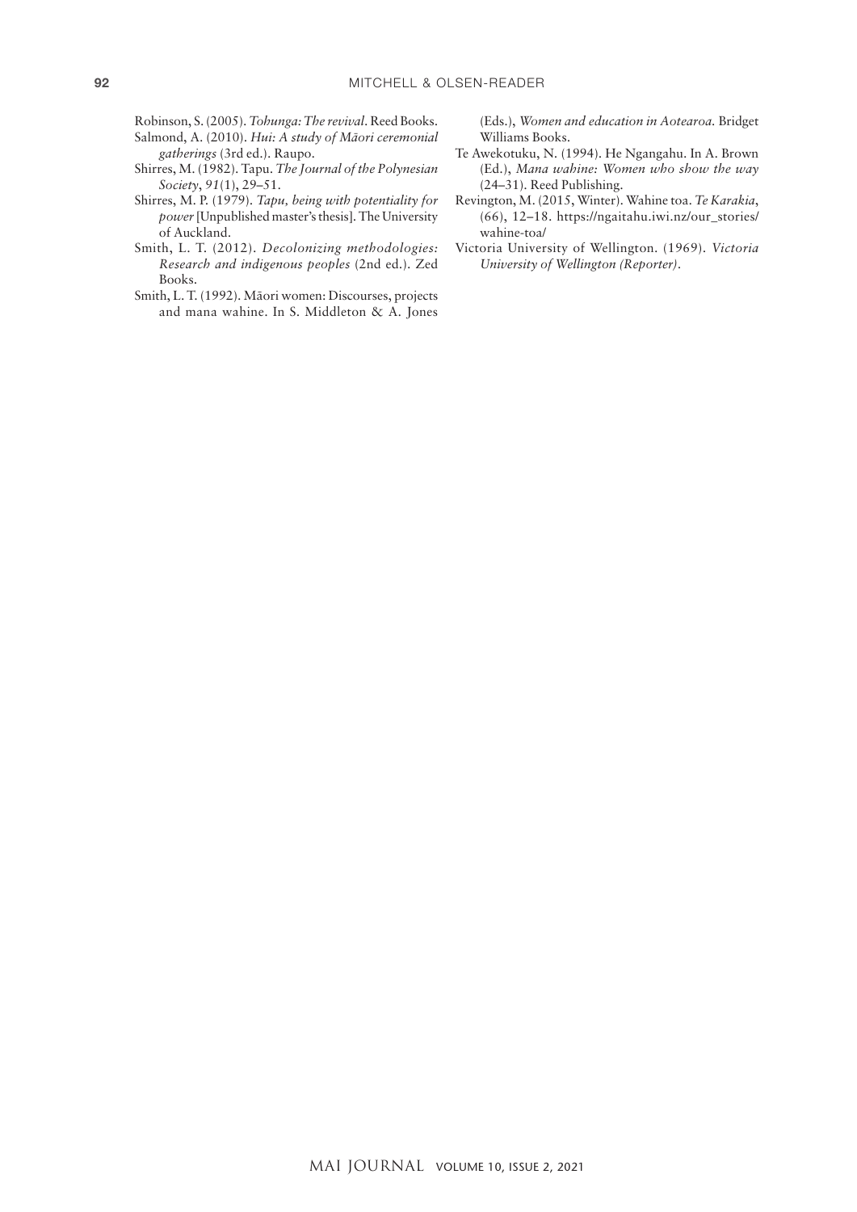Robinson, S. (2005). *Tohunga: The revival*. Reed Books.

Salmond, A. (2010). *Hui: A study of Māori ceremonial gatherings* (3rd ed.). Raupo.

Shirres, M. (1982). Tapu. *The Journal of the Polynesian Society*, *91*(1), 29–51.

Shirres, M. P. (1979). *Tapu, being with potentiality for power* [Unpublished master's thesis]. The University of Auckland.

Smith, L. T. (2012). *Decolonizing methodologies: Research and indigenous peoples* (2nd ed.). Zed Books.

Smith, L. T. (1992). Māori women: Discourses, projects and mana wahine. In S. Middleton & A. Jones (Eds.), *Women and education in Aotearoa*. Bridget Williams Books.

Te Awekotuku, N. (1994). He Ngangahu. In A. Brown (Ed.), *Mana wahine: Women who show the way* (24–31). Reed Publishing.

Revington, M. (2015, Winter). Wahine toa. *Te Karakia*, (66), 12–18. https://ngaitahu.iwi.nz/our_stories/wahine-toa/

Victoria University of Wellington. (1969). *Victoria University of Wellington (Reporter)*.